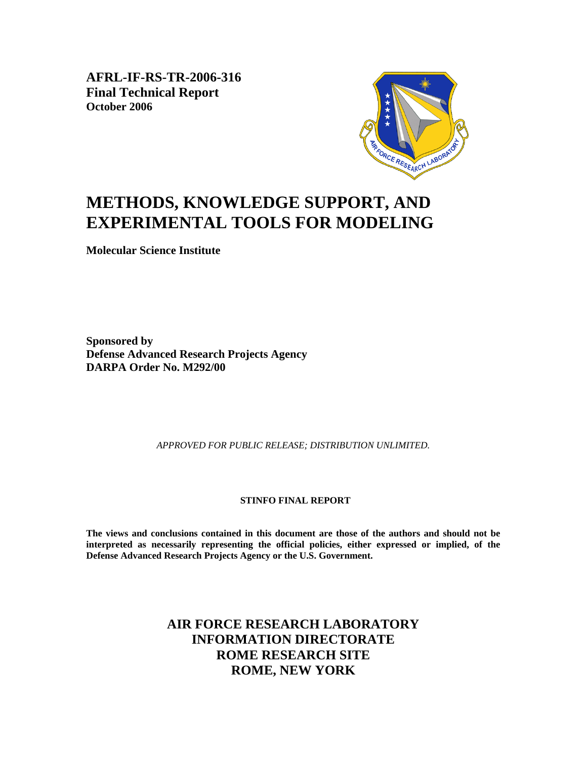**AFRL-IF-RS-TR-2006-316**
**Final Technical Report**
**October 2006**

# METHODS, KNOWLEDGE SUPPORT, AND EXPERIMENTAL TOOLS FOR MODELING

**Molecular Science Institute**

**Sponsored by**
**Defense Advanced Research Projects Agency**
**DARPA Order No. M292/00**

*APPROVED FOR PUBLIC RELEASE; DISTRIBUTION UNLIMITED.*

**STINFO FINAL REPORT**

**The views and conclusions contained in this document are those of the authors and should not be interpreted as necessarily representing the official policies, either expressed or implied, of the Defense Advanced Research Projects Agency or the U.S. Government.**

**AIR FORCE RESEARCH LABORATORY**
**INFORMATION DIRECTORATE**
**ROME RESEARCH SITE**
**ROME, NEW YORK**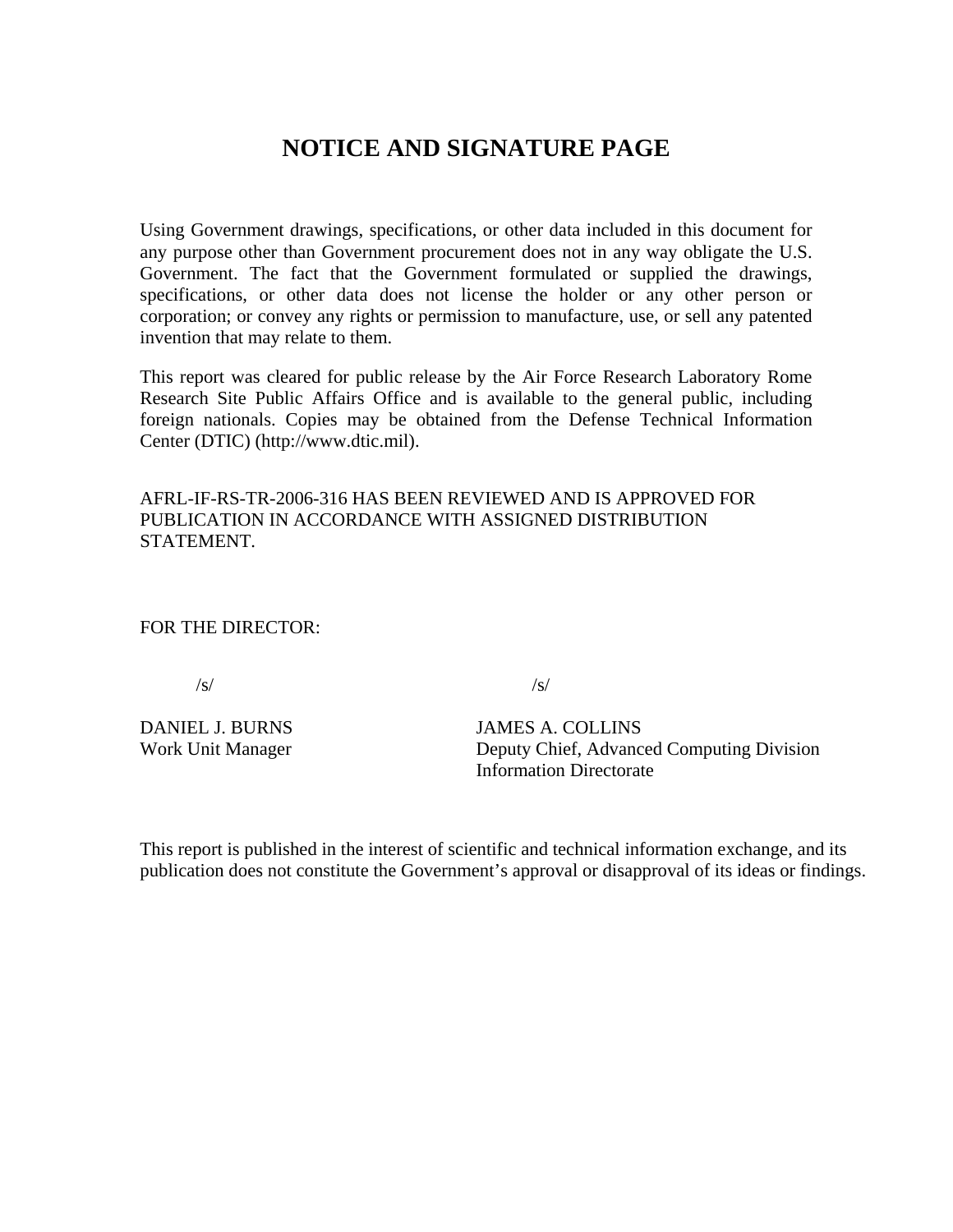# NOTICE AND SIGNATURE PAGE

Using Government drawings, specifications, or other data included in this document for any purpose other than Government procurement does not in any way obligate the U.S. Government. The fact that the Government formulated or supplied the drawings, specifications, or other data does not license the holder or any other person or corporation; or convey any rights or permission to manufacture, use, or sell any patented invention that may relate to them.

This report was cleared for public release by the Air Force Research Laboratory Rome Research Site Public Affairs Office and is available to the general public, including foreign nationals. Copies may be obtained from the Defense Technical Information Center (DTIC) (http://www.dtic.mil).

AFRL-IF-RS-TR-2006-316 HAS BEEN REVIEWED AND IS APPROVED FOR PUBLICATION IN ACCORDANCE WITH ASSIGNED DISTRIBUTION STATEMENT.

FOR THE DIRECTOR:

/s/

DANIEL J. BURNS
Work Unit Manager

/s/

JAMES A. COLLINS
Deputy Chief, Advanced Computing Division
Information Directorate

This report is published in the interest of scientific and technical information exchange, and its publication does not constitute the Government's approval or disapproval of its ideas or findings.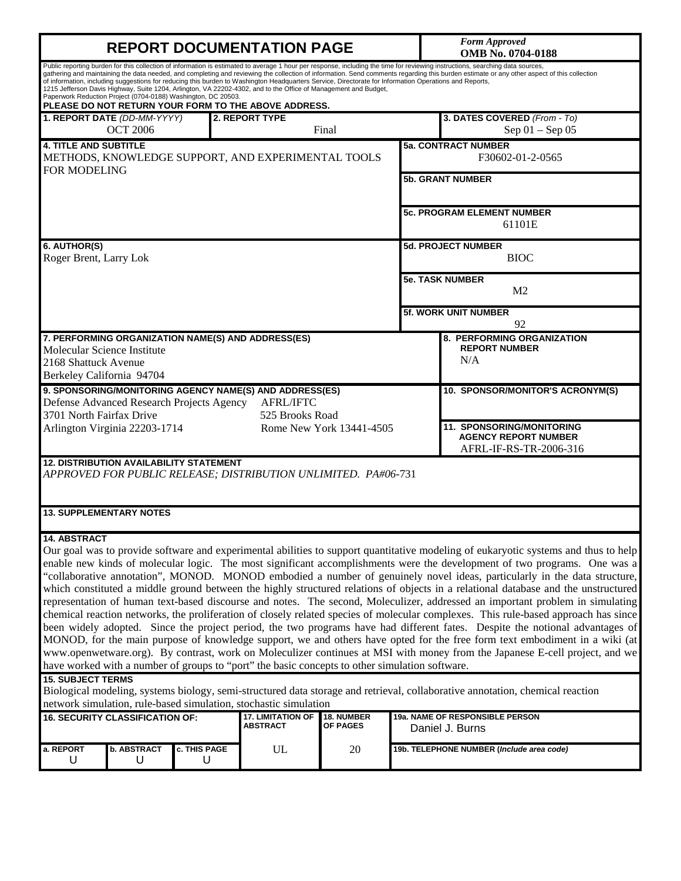# REPORT DOCUMENTATION PAGE

*Form Approved*
**OMB No. 0704-0188**

Public reporting burden for this collection of information is estimated to average 1 hour per response, including the time for reviewing instructions, searching data sources, gathering and maintaining the data needed, and completing and reviewing the collection of information. Send comments regarding this burden estimate or any other aspect of this collection of information, including suggestions for reducing this burden to Washington Headquarters Service, Directorate for Information Operations and Reports, 1215 Jefferson Davis Highway, Suite 1204, Arlington, VA 22202-4302, and to the Office of Management and Budget, Paperwork Reduction Project (0704-0188) Washington, DC 20503.

**PLEASE DO NOT RETURN YOUR FORM TO THE ABOVE ADDRESS.**

| 1. REPORT DATE *(DD-MM-YYYY)* | 2. REPORT TYPE | 3. DATES COVERED *(From - To)* |
|---|---|---|
| OCT 2006 | Final | Sep 01 – Sep 05 |

**4. TITLE AND SUBTITLE**
METHODS, KNOWLEDGE SUPPORT, AND EXPERIMENTAL TOOLS FOR MODELING

**5a. CONTRACT NUMBER**
F30602-01-2-0565

**5b. GRANT NUMBER**

**5c. PROGRAM ELEMENT NUMBER**
61101E

**6. AUTHOR(S)**
Roger Brent, Larry Lok

**5d. PROJECT NUMBER**
BIOC

**5e. TASK NUMBER**
M2

**5f. WORK UNIT NUMBER**
92

**7. PERFORMING ORGANIZATION NAME(S) AND ADDRESS(ES)**
Molecular Science Institute
2168 Shattuck Avenue
Berkeley California 94704

**8. PERFORMING ORGANIZATION REPORT NUMBER**
N/A

**9. SPONSORING/MONITORING AGENCY NAME(S) AND ADDRESS(ES)**
Defense Advanced Research Projects Agency
3701 North Fairfax Drive
Arlington Virginia 22203-1714

AFRL/IFTC
525 Brooks Road
Rome New York 13441-4505

**10. SPONSOR/MONITOR'S ACRONYM(S)**

**11. SPONSORING/MONITORING AGENCY REPORT NUMBER**
AFRL-IF-RS-TR-2006-316

**12. DISTRIBUTION AVAILABILITY STATEMENT**
*APPROVED FOR PUBLIC RELEASE; DISTRIBUTION UNLIMITED. PA#06-*731

**13. SUPPLEMENTARY NOTES**

**14. ABSTRACT**
Our goal was to provide software and experimental abilities to support quantitative modeling of eukaryotic systems and thus to help enable new kinds of molecular logic. The most significant accomplishments were the development of two programs. One was a "collaborative annotation", MONOD. MONOD embodied a number of genuinely novel ideas, particularly in the data structure, which constituted a middle ground between the highly structured relations of objects in a relational database and the unstructured representation of human text-based discourse and notes. The second, Moleculizer, addressed an important problem in simulating chemical reaction networks, the proliferation of closely related species of molecular complexes. This rule-based approach has since been widely adopted. Since the project period, the two programs have had different fates. Despite the notional advantages of MONOD, for the main purpose of knowledge support, we and others have opted for the free form text embodiment in a wiki (at www.openwetware.org). By contrast, work on Moleculizer continues at MSI with money from the Japanese E-cell project, and we have worked with a number of groups to "port" the basic concepts to other simulation software.

**15. SUBJECT TERMS**
Biological modeling, systems biology, semi-structured data storage and retrieval, collaborative annotation, chemical reaction network simulation, rule-based simulation, stochastic simulation

| 16. SECURITY CLASSIFICATION OF: | | | 17. LIMITATION OF ABSTRACT | 18. NUMBER OF PAGES | 19a. NAME OF RESPONSIBLE PERSON |
|---|---|---|---|---|---|
| a. REPORT | b. ABSTRACT | c. THIS PAGE | | | Daniel J. Burns |
| U | U | U | UL | 20 | 19b. TELEPHONE NUMBER (*Include area code*) |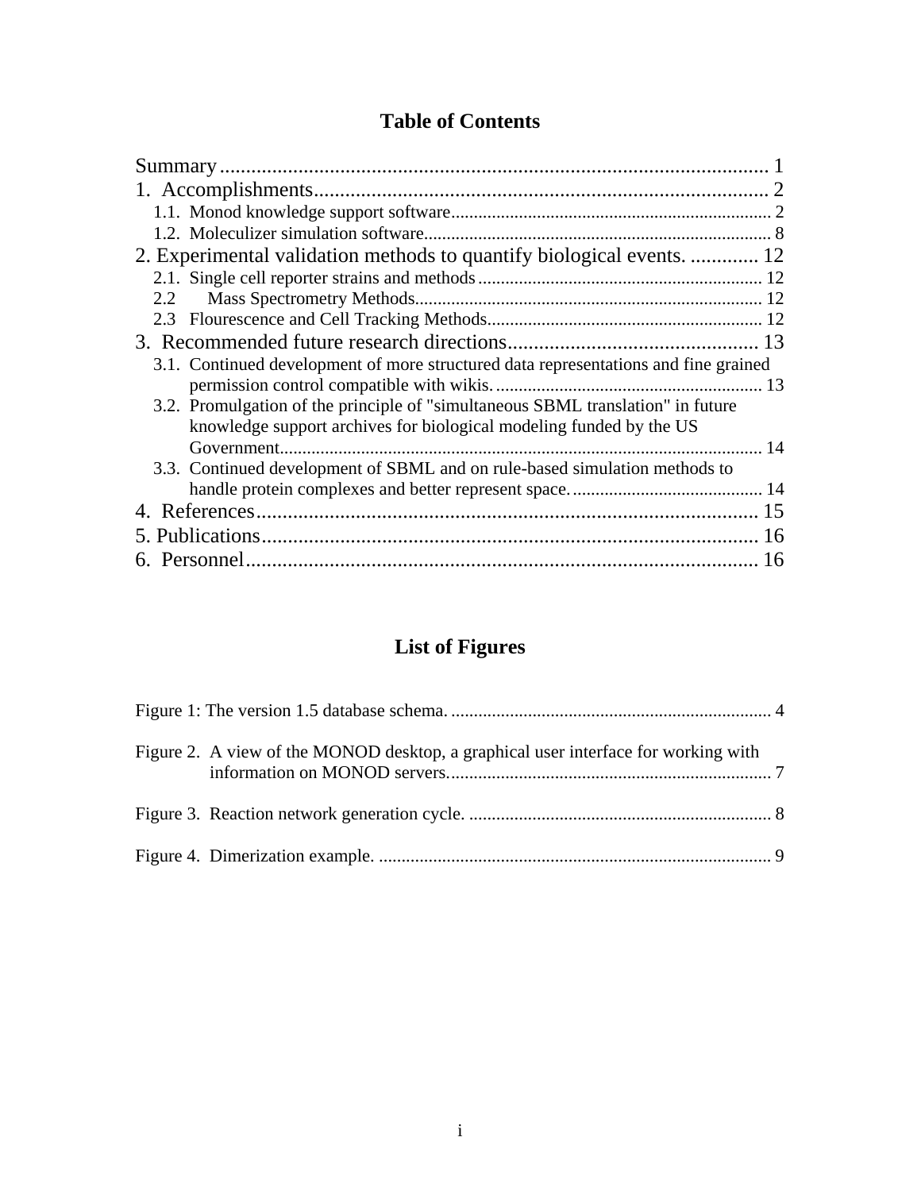# Table of Contents

Summary ........................................................................................................ 1
1. Accomplishments....................................................................................... 2
   1.1. Monod knowledge support software........................................................................ 2
   1.2. Moleculizer simulation software............................................................................... 8
2. Experimental validation methods to quantify biological events. ............. 12
   2.1. Single cell reporter strains and methods ................................................................ 12
   2.2 Mass Spectrometry Methods.............................................................................. 12
   2.3 Flourescence and Cell Tracking Methods............................................................. 12
3. Recommended future research directions................................................ 13
   3.1. Continued development of more structured data representations and fine grained permission control compatible with wikis. ........................................................... 13
   3.2. Promulgation of the principle of "simultaneous SBML translation" in future knowledge support archives for biological modeling funded by the US Government.......................................................................................................... 14
   3.3. Continued development of SBML and on rule-based simulation methods to handle protein complexes and better represent space. .......................................... 14
4. References................................................................................................ 15
5. Publications............................................................................................... 16
6. Personnel.................................................................................................. 16

# List of Figures

Figure 1: The version 1.5 database schema. ....................................................................... 4

Figure 2. A view of the MONOD desktop, a graphical user interface for working with information on MONOD servers....................................................................... 7

Figure 3. Reaction network generation cycle. ................................................................... 8

Figure 4. Dimerization example. ....................................................................................... 9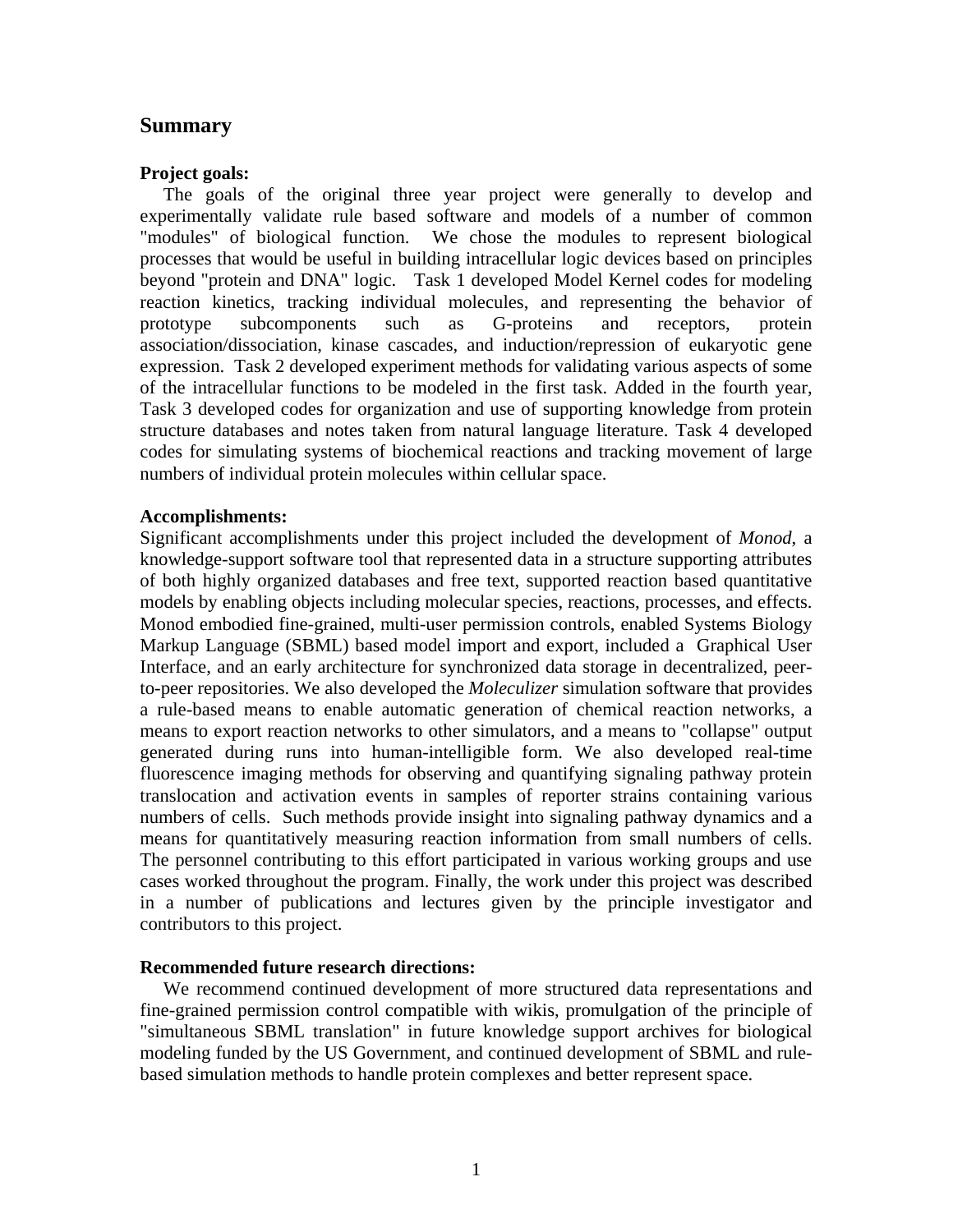## Summary

**Project goals:**

The goals of the original three year project were generally to develop and experimentally validate rule based software and models of a number of common "modules" of biological function. We chose the modules to represent biological processes that would be useful in building intracellular logic devices based on principles beyond "protein and DNA" logic. Task 1 developed Model Kernel codes for modeling reaction kinetics, tracking individual molecules, and representing the behavior of prototype subcomponents such as G-proteins and receptors, protein association/dissociation, kinase cascades, and induction/repression of eukaryotic gene expression. Task 2 developed experiment methods for validating various aspects of some of the intracellular functions to be modeled in the first task. Added in the fourth year, Task 3 developed codes for organization and use of supporting knowledge from protein structure databases and notes taken from natural language literature. Task 4 developed codes for simulating systems of biochemical reactions and tracking movement of large numbers of individual protein molecules within cellular space.

**Accomplishments:**

Significant accomplishments under this project included the development of *Monod*, a knowledge-support software tool that represented data in a structure supporting attributes of both highly organized databases and free text, supported reaction based quantitative models by enabling objects including molecular species, reactions, processes, and effects. Monod embodied fine-grained, multi-user permission controls, enabled Systems Biology Markup Language (SBML) based model import and export, included a Graphical User Interface, and an early architecture for synchronized data storage in decentralized, peer-to-peer repositories. We also developed the *Moleculizer* simulation software that provides a rule-based means to enable automatic generation of chemical reaction networks, a means to export reaction networks to other simulators, and a means to "collapse" output generated during runs into human-intelligible form. We also developed real-time fluorescence imaging methods for observing and quantifying signaling pathway protein translocation and activation events in samples of reporter strains containing various numbers of cells. Such methods provide insight into signaling pathway dynamics and a means for quantitatively measuring reaction information from small numbers of cells. The personnel contributing to this effort participated in various working groups and use cases worked throughout the program. Finally, the work under this project was described in a number of publications and lectures given by the principle investigator and contributors to this project.

**Recommended future research directions:**

We recommend continued development of more structured data representations and fine-grained permission control compatible with wikis, promulgation of the principle of "simultaneous SBML translation" in future knowledge support archives for biological modeling funded by the US Government, and continued development of SBML and rule-based simulation methods to handle protein complexes and better represent space.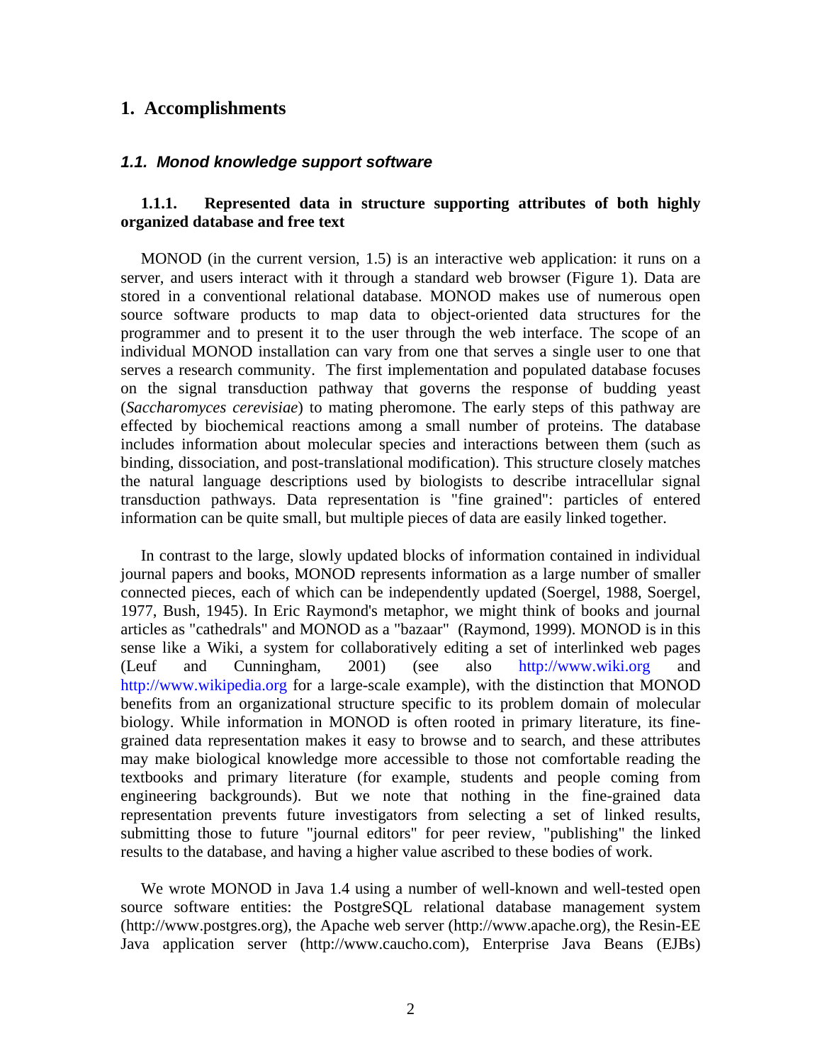# 1. Accomplishments

## *1.1. Monod knowledge support software*

### 1.1.1. Represented data in structure supporting attributes of both highly organized database and free text

MONOD (in the current version, 1.5) is an interactive web application: it runs on a server, and users interact with it through a standard web browser (Figure 1). Data are stored in a conventional relational database. MONOD makes use of numerous open source software products to map data to object-oriented data structures for the programmer and to present it to the user through the web interface. The scope of an individual MONOD installation can vary from one that serves a single user to one that serves a research community. The first implementation and populated database focuses on the signal transduction pathway that governs the response of budding yeast (*Saccharomyces cerevisiae*) to mating pheromone. The early steps of this pathway are effected by biochemical reactions among a small number of proteins. The database includes information about molecular species and interactions between them (such as binding, dissociation, and post-translational modification). This structure closely matches the natural language descriptions used by biologists to describe intracellular signal transduction pathways. Data representation is "fine grained": particles of entered information can be quite small, but multiple pieces of data are easily linked together.

In contrast to the large, slowly updated blocks of information contained in individual journal papers and books, MONOD represents information as a large number of smaller connected pieces, each of which can be independently updated (Soergel, 1988, Soergel, 1977, Bush, 1945). In Eric Raymond's metaphor, we might think of books and journal articles as "cathedrals" and MONOD as a "bazaar" (Raymond, 1999). MONOD is in this sense like a Wiki, a system for collaboratively editing a set of interlinked web pages (Leuf and Cunningham, 2001) (see also http://www.wiki.org and http://www.wikipedia.org for a large-scale example), with the distinction that MONOD benefits from an organizational structure specific to its problem domain of molecular biology. While information in MONOD is often rooted in primary literature, its fine-grained data representation makes it easy to browse and to search, and these attributes may make biological knowledge more accessible to those not comfortable reading the textbooks and primary literature (for example, students and people coming from engineering backgrounds). But we note that nothing in the fine-grained data representation prevents future investigators from selecting a set of linked results, submitting those to future "journal editors" for peer review, "publishing" the linked results to the database, and having a higher value ascribed to these bodies of work.

We wrote MONOD in Java 1.4 using a number of well-known and well-tested open source software entities: the PostgreSQL relational database management system (http://www.postgres.org), the Apache web server (http://www.apache.org), the Resin-EE Java application server (http://www.caucho.com), Enterprise Java Beans (EJBs)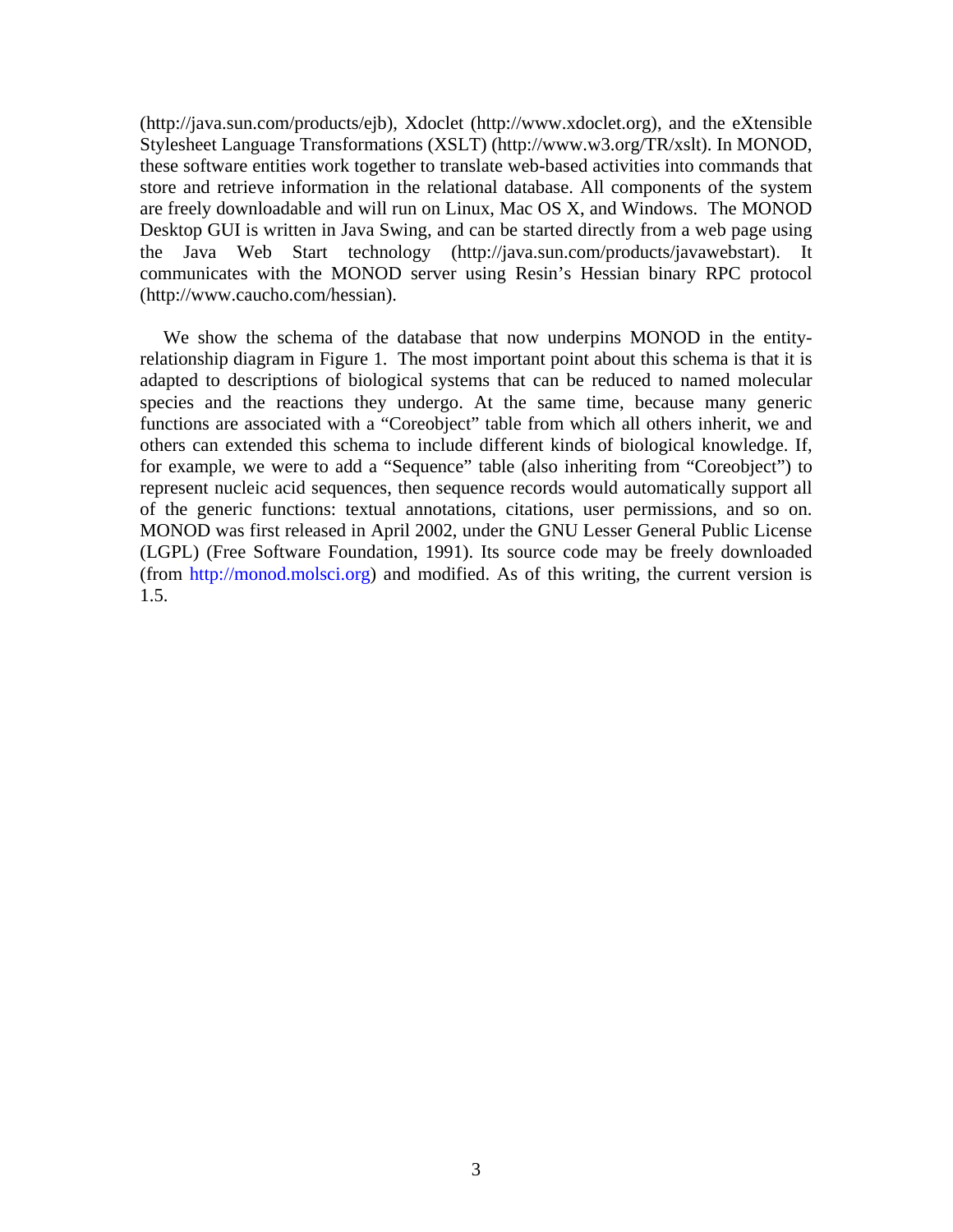(http://java.sun.com/products/ejb), Xdoclet (http://www.xdoclet.org), and the eXtensible Stylesheet Language Transformations (XSLT) (http://www.w3.org/TR/xslt). In MONOD, these software entities work together to translate web-based activities into commands that store and retrieve information in the relational database. All components of the system are freely downloadable and will run on Linux, Mac OS X, and Windows. The MONOD Desktop GUI is written in Java Swing, and can be started directly from a web page using the Java Web Start technology (http://java.sun.com/products/javawebstart). It communicates with the MONOD server using Resin's Hessian binary RPC protocol (http://www.caucho.com/hessian).

We show the schema of the database that now underpins MONOD in the entity-relationship diagram in Figure 1. The most important point about this schema is that it is adapted to descriptions of biological systems that can be reduced to named molecular species and the reactions they undergo. At the same time, because many generic functions are associated with a "Coreobject" table from which all others inherit, we and others can extended this schema to include different kinds of biological knowledge. If, for example, we were to add a "Sequence" table (also inheriting from "Coreobject") to represent nucleic acid sequences, then sequence records would automatically support all of the generic functions: textual annotations, citations, user permissions, and so on. MONOD was first released in April 2002, under the GNU Lesser General Public License (LGPL) (Free Software Foundation, 1991). Its source code may be freely downloaded (from http://monod.molsci.org) and modified. As of this writing, the current version is 1.5.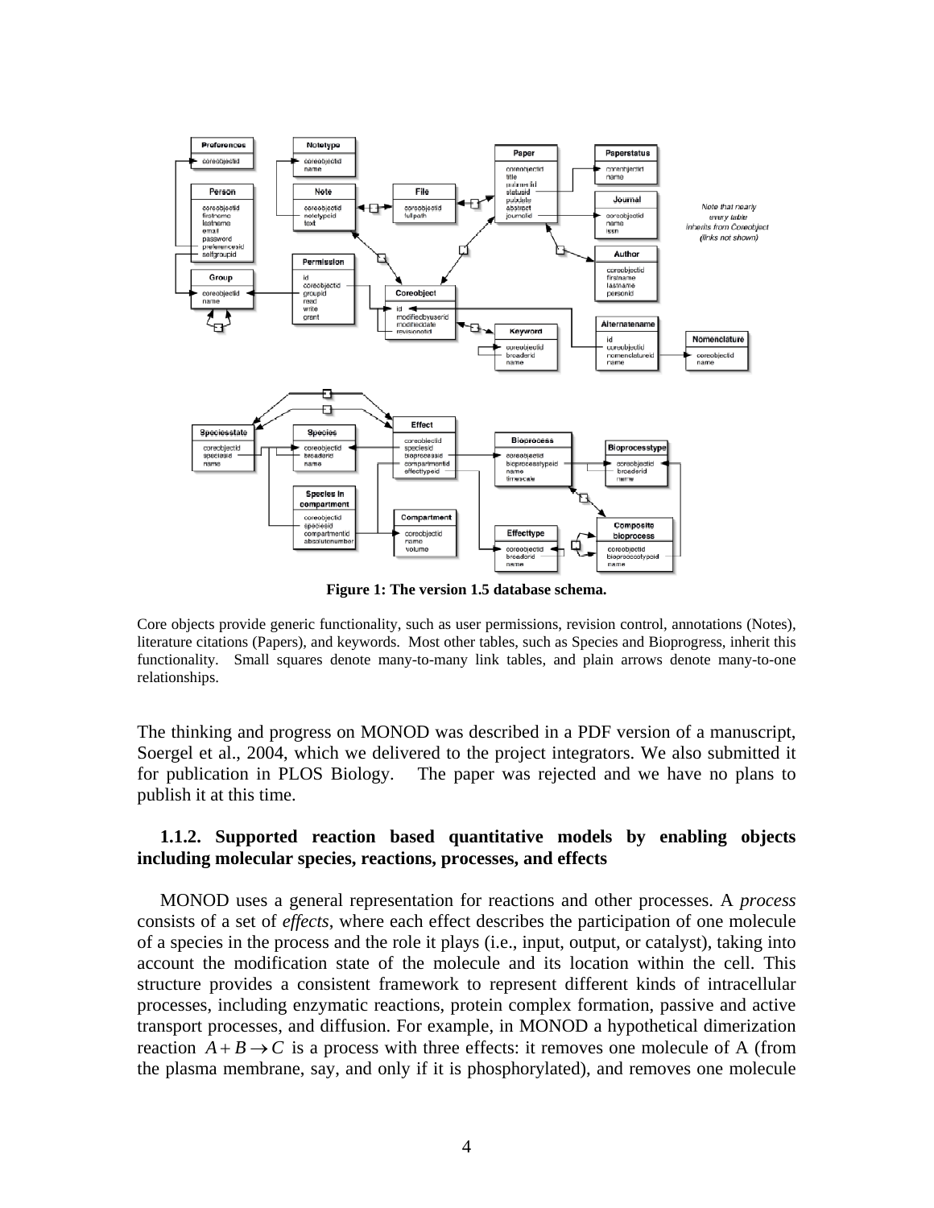**Figure 1: The version 1.5 database schema.**

Core objects provide generic functionality, such as user permissions, revision control, annotations (Notes), literature citations (Papers), and keywords. Most other tables, such as Species and Bioprogress, inherit this functionality. Small squares denote many-to-many link tables, and plain arrows denote many-to-one relationships.

The thinking and progress on MONOD was described in a PDF version of a manuscript, Soergel et al., 2004, which we delivered to the project integrators. We also submitted it for publication in PLOS Biology. The paper was rejected and we have no plans to publish it at this time.

### 1.1.2. Supported reaction based quantitative models by enabling objects including molecular species, reactions, processes, and effects

MONOD uses a general representation for reactions and other processes. A *process* consists of a set of *effects*, where each effect describes the participation of one molecule of a species in the process and the role it plays (i.e., input, output, or catalyst), taking into account the modification state of the molecule and its location within the cell. This structure provides a consistent framework to represent different kinds of intracellular processes, including enzymatic reactions, protein complex formation, passive and active transport processes, and diffusion. For example, in MONOD a hypothetical dimerization reaction $A + B \rightarrow C$ is a process with three effects: it removes one molecule of A (from the plasma membrane, say, and only if it is phosphorylated), and removes one molecule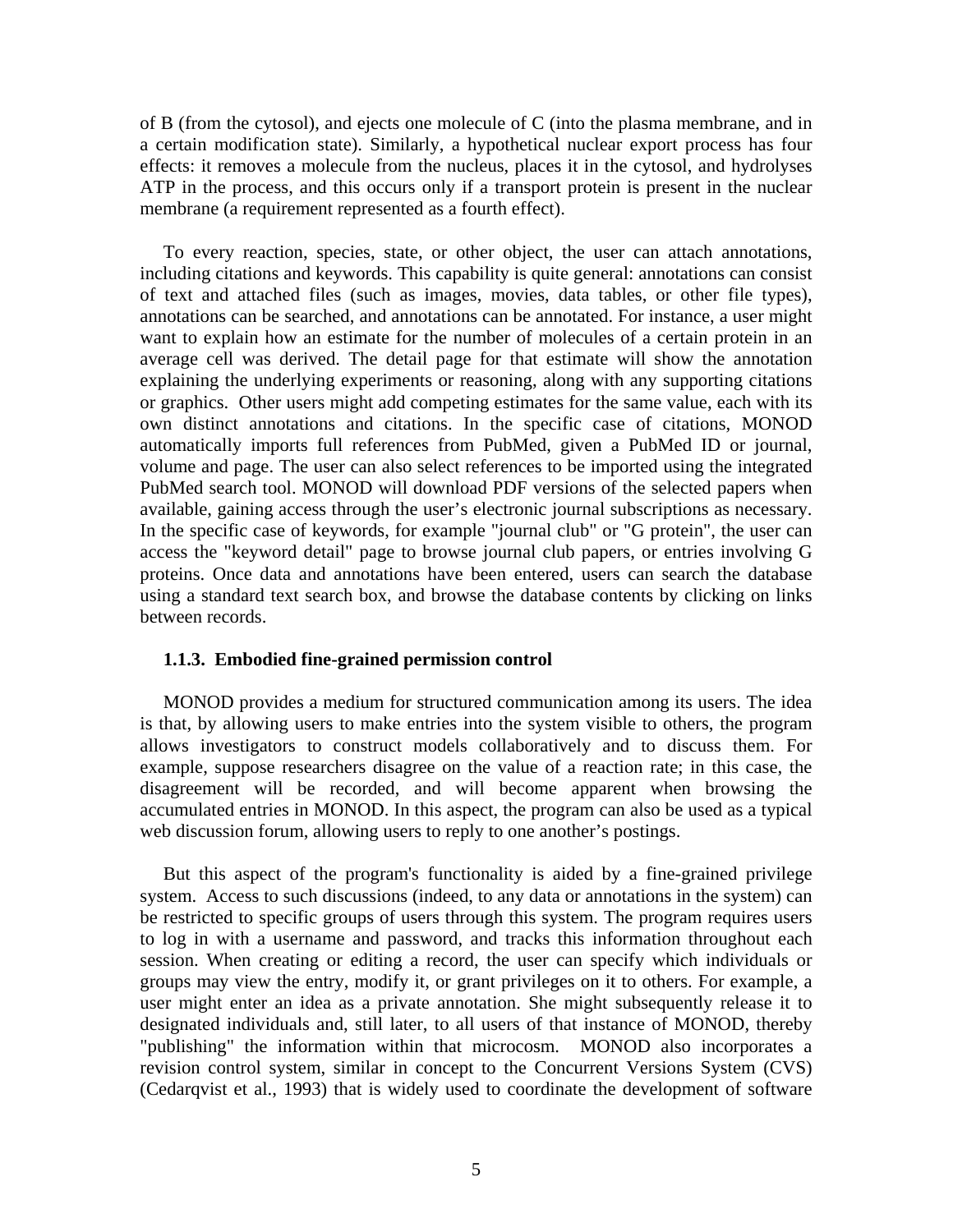of B (from the cytosol), and ejects one molecule of C (into the plasma membrane, and in a certain modification state). Similarly, a hypothetical nuclear export process has four effects: it removes a molecule from the nucleus, places it in the cytosol, and hydrolyses ATP in the process, and this occurs only if a transport protein is present in the nuclear membrane (a requirement represented as a fourth effect).

To every reaction, species, state, or other object, the user can attach annotations, including citations and keywords. This capability is quite general: annotations can consist of text and attached files (such as images, movies, data tables, or other file types), annotations can be searched, and annotations can be annotated. For instance, a user might want to explain how an estimate for the number of molecules of a certain protein in an average cell was derived. The detail page for that estimate will show the annotation explaining the underlying experiments or reasoning, along with any supporting citations or graphics. Other users might add competing estimates for the same value, each with its own distinct annotations and citations. In the specific case of citations, MONOD automatically imports full references from PubMed, given a PubMed ID or journal, volume and page. The user can also select references to be imported using the integrated PubMed search tool. MONOD will download PDF versions of the selected papers when available, gaining access through the user's electronic journal subscriptions as necessary. In the specific case of keywords, for example "journal club" or "G protein", the user can access the "keyword detail" page to browse journal club papers, or entries involving G proteins. Once data and annotations have been entered, users can search the database using a standard text search box, and browse the database contents by clicking on links between records.

### 1.1.3. Embodied fine-grained permission control

MONOD provides a medium for structured communication among its users. The idea is that, by allowing users to make entries into the system visible to others, the program allows investigators to construct models collaboratively and to discuss them. For example, suppose researchers disagree on the value of a reaction rate; in this case, the disagreement will be recorded, and will become apparent when browsing the accumulated entries in MONOD. In this aspect, the program can also be used as a typical web discussion forum, allowing users to reply to one another's postings.

But this aspect of the program's functionality is aided by a fine-grained privilege system. Access to such discussions (indeed, to any data or annotations in the system) can be restricted to specific groups of users through this system. The program requires users to log in with a username and password, and tracks this information throughout each session. When creating or editing a record, the user can specify which individuals or groups may view the entry, modify it, or grant privileges on it to others. For example, a user might enter an idea as a private annotation. She might subsequently release it to designated individuals and, still later, to all users of that instance of MONOD, thereby "publishing" the information within that microcosm. MONOD also incorporates a revision control system, similar in concept to the Concurrent Versions System (CVS) (Cedarqvist et al., 1993) that is widely used to coordinate the development of software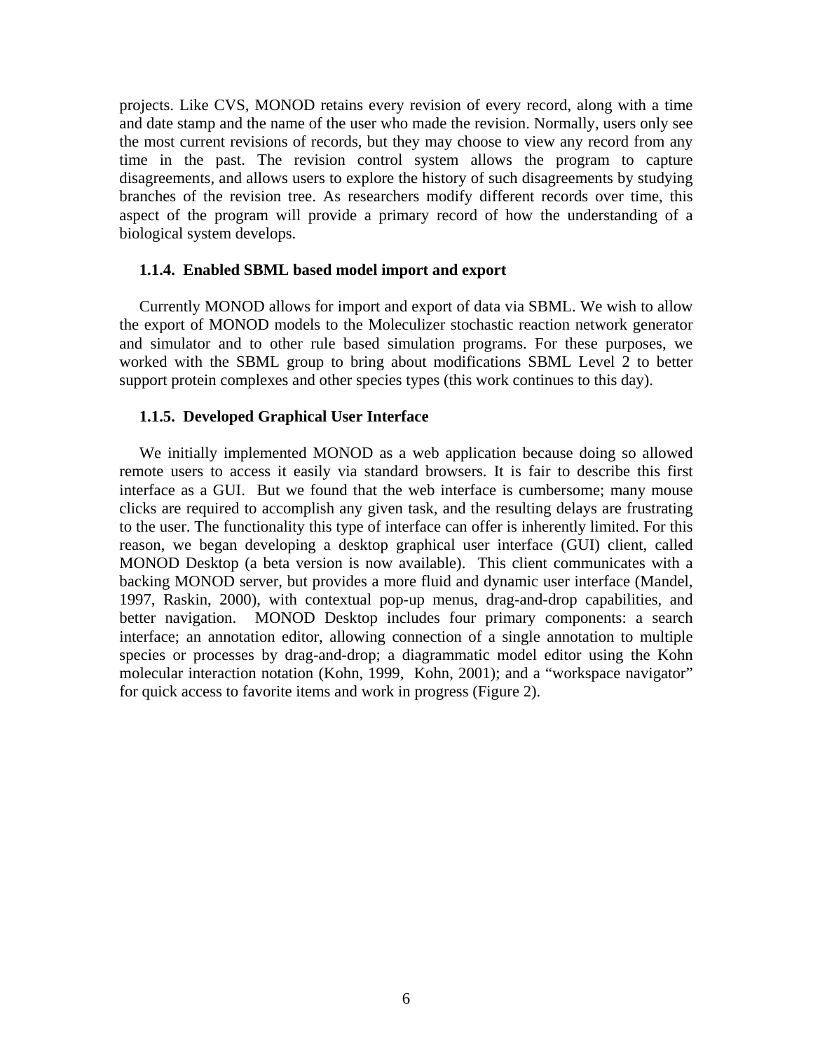projects. Like CVS, MONOD retains every revision of every record, along with a time and date stamp and the name of the user who made the revision. Normally, users only see the most current revisions of records, but they may choose to view any record from any time in the past. The revision control system allows the program to capture disagreements, and allows users to explore the history of such disagreements by studying branches of the revision tree. As researchers modify different records over time, this aspect of the program will provide a primary record of how the understanding of a biological system develops.

### 1.1.4. Enabled SBML based model import and export

Currently MONOD allows for import and export of data via SBML. We wish to allow the export of MONOD models to the Moleculizer stochastic reaction network generator and simulator and to other rule based simulation programs. For these purposes, we worked with the SBML group to bring about modifications SBML Level 2 to better support protein complexes and other species types (this work continues to this day).

### 1.1.5. Developed Graphical User Interface

We initially implemented MONOD as a web application because doing so allowed remote users to access it easily via standard browsers. It is fair to describe this first interface as a GUI. But we found that the web interface is cumbersome; many mouse clicks are required to accomplish any given task, and the resulting delays are frustrating to the user. The functionality this type of interface can offer is inherently limited. For this reason, we began developing a desktop graphical user interface (GUI) client, called MONOD Desktop (a beta version is now available). This client communicates with a backing MONOD server, but provides a more fluid and dynamic user interface (Mandel, 1997, Raskin, 2000), with contextual pop-up menus, drag-and-drop capabilities, and better navigation. MONOD Desktop includes four primary components: a search interface; an annotation editor, allowing connection of a single annotation to multiple species or processes by drag-and-drop; a diagrammatic model editor using the Kohn molecular interaction notation (Kohn, 1999, Kohn, 2001); and a "workspace navigator" for quick access to favorite items and work in progress (Figure 2).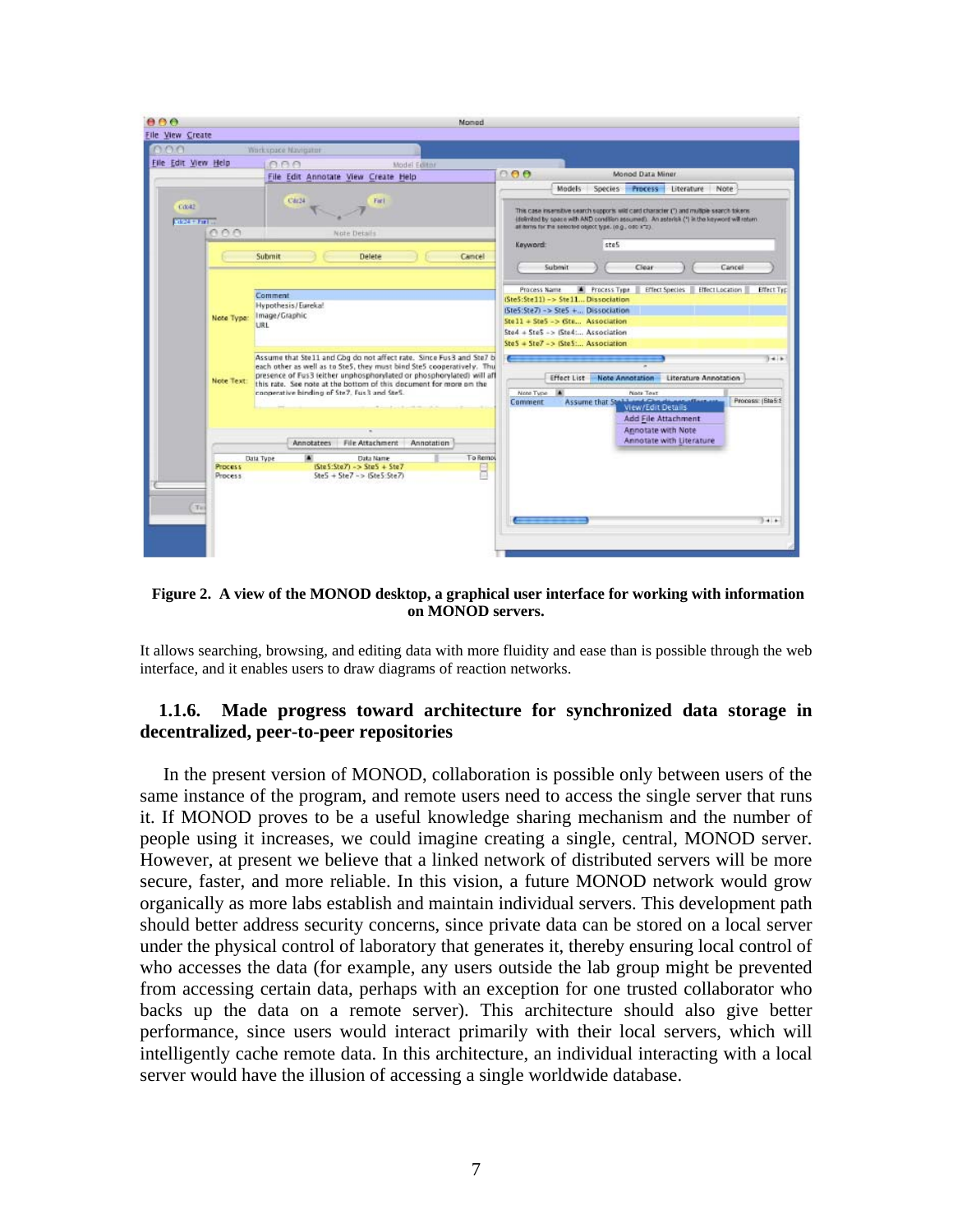**Figure 2. A view of the MONOD desktop, a graphical user interface for working with information on MONOD servers.**

It allows searching, browsing, and editing data with more fluidity and ease than is possible through the web interface, and it enables users to draw diagrams of reaction networks.

### 1.1.6. Made progress toward architecture for synchronized data storage in decentralized, peer-to-peer repositories

In the present version of MONOD, collaboration is possible only between users of the same instance of the program, and remote users need to access the single server that runs it. If MONOD proves to be a useful knowledge sharing mechanism and the number of people using it increases, we could imagine creating a single, central, MONOD server. However, at present we believe that a linked network of distributed servers will be more secure, faster, and more reliable. In this vision, a future MONOD network would grow organically as more labs establish and maintain individual servers. This development path should better address security concerns, since private data can be stored on a local server under the physical control of laboratory that generates it, thereby ensuring local control of who accesses the data (for example, any users outside the lab group might be prevented from accessing certain data, perhaps with an exception for one trusted collaborator who backs up the data on a remote server). This architecture should also give better performance, since users would interact primarily with their local servers, which will intelligently cache remote data. In this architecture, an individual interacting with a local server would have the illusion of accessing a single worldwide database.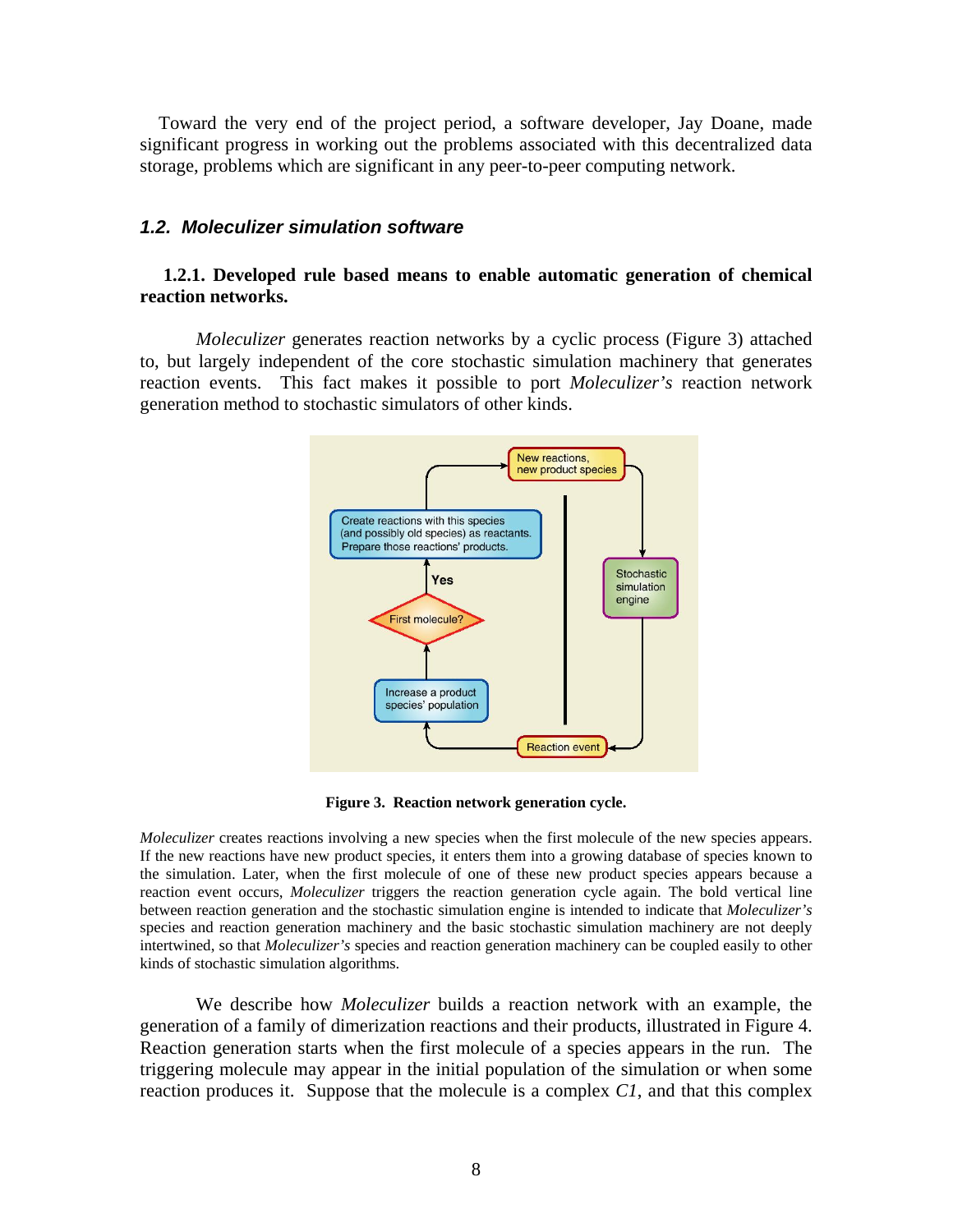Toward the very end of the project period, a software developer, Jay Doane, made significant progress in working out the problems associated with this decentralized data storage, problems which are significant in any peer-to-peer computing network.

### *1.2. Moleculizer simulation software*

#### 1.2.1. Developed rule based means to enable automatic generation of chemical reaction networks.

*Moleculizer* generates reaction networks by a cyclic process (Figure 3) attached to, but largely independent of the core stochastic simulation machinery that generates reaction events. This fact makes it possible to port *Moleculizer's* reaction network generation method to stochastic simulators of other kinds.

**Figure 3. Reaction network generation cycle.**

*Moleculizer* creates reactions involving a new species when the first molecule of the new species appears. If the new reactions have new product species, it enters them into a growing database of species known to the simulation. Later, when the first molecule of one of these new product species appears because a reaction event occurs, *Moleculizer* triggers the reaction generation cycle again. The bold vertical line between reaction generation and the stochastic simulation engine is intended to indicate that *Moleculizer's* species and reaction generation machinery and the basic stochastic simulation machinery are not deeply intertwined, so that *Moleculizer's* species and reaction generation machinery can be coupled easily to other kinds of stochastic simulation algorithms.

We describe how *Moleculizer* builds a reaction network with an example, the generation of a family of dimerization reactions and their products, illustrated in Figure 4. Reaction generation starts when the first molecule of a species appears in the run. The triggering molecule may appear in the initial population of the simulation or when some reaction produces it. Suppose that the molecule is a complex *C1*, and that this complex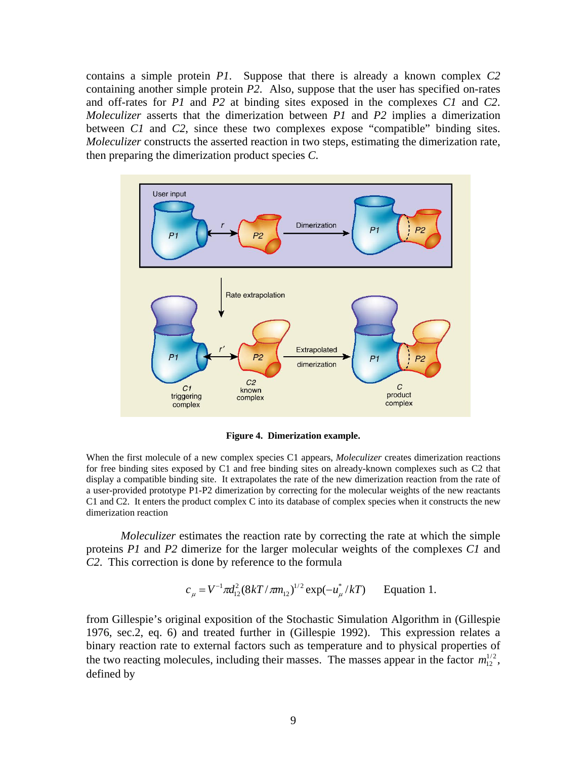contains a simple protein *P1*. Suppose that there is already a known complex *C2* containing another simple protein *P2*. Also, suppose that the user has specified on-rates and off-rates for *P1* and *P2* at binding sites exposed in the complexes *C1* and *C2*. *Moleculizer* asserts that the dimerization between *P1* and *P2* implies a dimerization between *C1* and *C2*, since these two complexes expose "compatible" binding sites. *Moleculizer* constructs the asserted reaction in two steps, estimating the dimerization rate, then preparing the dimerization product species *C*.

**Figure 4. Dimerization example.**

When the first molecule of a new complex species C1 appears, *Moleculizer* creates dimerization reactions for free binding sites exposed by C1 and free binding sites on already-known complexes such as C2 that display a compatible binding site. It extrapolates the rate of the new dimerization reaction from the rate of a user-provided prototype P1-P2 dimerization by correcting for the molecular weights of the new reactants C1 and C2. It enters the product complex C into its database of complex species when it constructs the new dimerization reaction

*Moleculizer* estimates the reaction rate by correcting the rate at which the simple proteins *P1* and *P2* dimerize for the larger molecular weights of the complexes *C1* and *C2*. This correction is done by reference to the formula

$$c_\mu = V^{-1}\pi d_{12}^2 (8kT/\pi m_{12})^{1/2} \exp(-u_\mu^*/kT) \qquad \text{Equation 1.}$$

from Gillespie's original exposition of the Stochastic Simulation Algorithm in (Gillespie 1976, sec.2, eq. 6) and treated further in (Gillespie 1992). This expression relates a binary reaction rate to external factors such as temperature and to physical properties of the two reacting molecules, including their masses. The masses appear in the factor $m_{12}^{1/2}$, defined by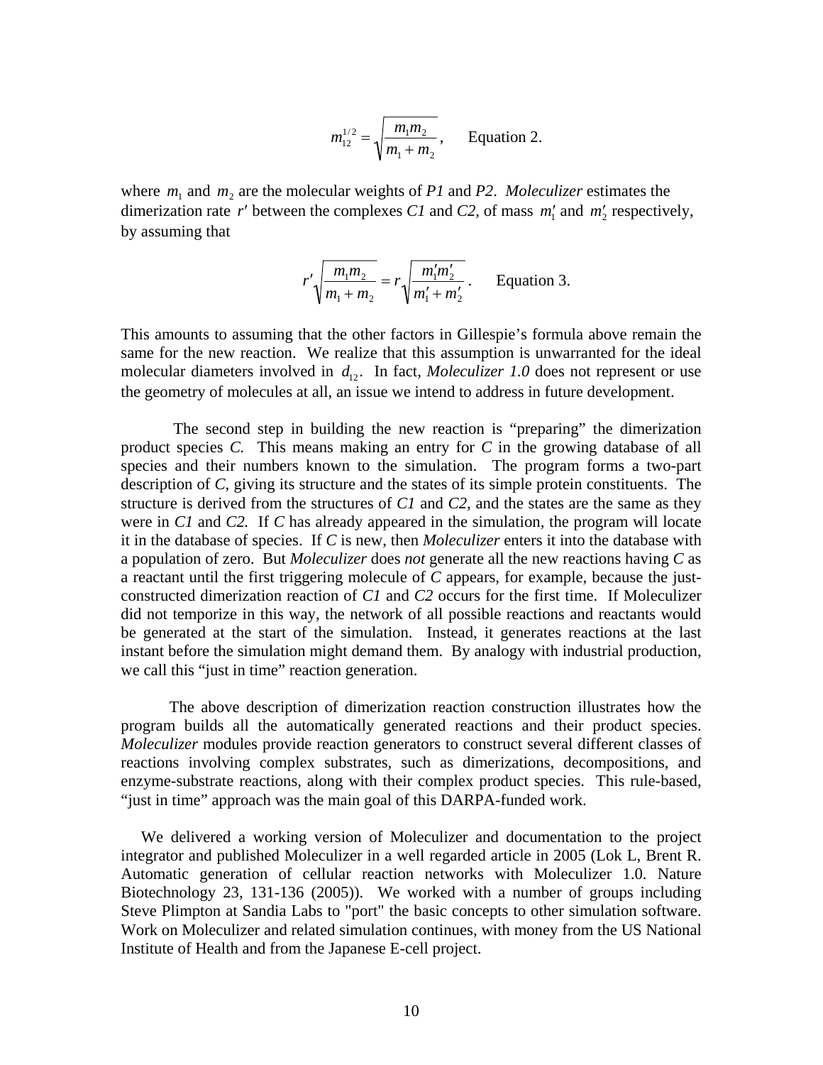$$m_{12}^{1/2} = \sqrt{\frac{m_1 m_2}{m_1 + m_2}}, \qquad \text{Equation 2.}$$

where $m_1$ and $m_2$ are the molecular weights of *P1* and *P2*. *Moleculizer* estimates the dimerization rate $r'$ between the complexes *C1* and *C2*, of mass $m_1'$ and $m_2'$ respectively, by assuming that

$$r' \sqrt{\frac{m_1 m_2}{m_1 + m_2}} = r \sqrt{\frac{m_1' m_2'}{m_1' + m_2'}}. \qquad \text{Equation 3.}$$

This amounts to assuming that the other factors in Gillespie's formula above remain the same for the new reaction. We realize that this assumption is unwarranted for the ideal molecular diameters involved in $d_{12}$. In fact, *Moleculizer 1.0* does not represent or use the geometry of molecules at all, an issue we intend to address in future development.

The second step in building the new reaction is "preparing" the dimerization product species *C*. This means making an entry for *C* in the growing database of all species and their numbers known to the simulation. The program forms a two-part description of *C*, giving its structure and the states of its simple protein constituents. The structure is derived from the structures of *C1* and *C2*, and the states are the same as they were in *C1* and *C2.* If *C* has already appeared in the simulation, the program will locate it in the database of species. If *C* is new, then *Moleculizer* enters it into the database with a population of zero. But *Moleculizer* does *not* generate all the new reactions having *C* as a reactant until the first triggering molecule of *C* appears, for example, because the just-constructed dimerization reaction of *C1* and *C2* occurs for the first time. If Moleculizer did not temporize in this way, the network of all possible reactions and reactants would be generated at the start of the simulation. Instead, it generates reactions at the last instant before the simulation might demand them. By analogy with industrial production, we call this "just in time" reaction generation.

The above description of dimerization reaction construction illustrates how the program builds all the automatically generated reactions and their product species. *Moleculizer* modules provide reaction generators to construct several different classes of reactions involving complex substrates, such as dimerizations, decompositions, and enzyme-substrate reactions, along with their complex product species. This rule-based, "just in time" approach was the main goal of this DARPA-funded work.

We delivered a working version of Moleculizer and documentation to the project integrator and published Moleculizer in a well regarded article in 2005 (Lok L, Brent R. Automatic generation of cellular reaction networks with Moleculizer 1.0. Nature Biotechnology 23, 131-136 (2005)). We worked with a number of groups including Steve Plimpton at Sandia Labs to "port" the basic concepts to other simulation software. Work on Moleculizer and related simulation continues, with money from the US National Institute of Health and from the Japanese E-cell project.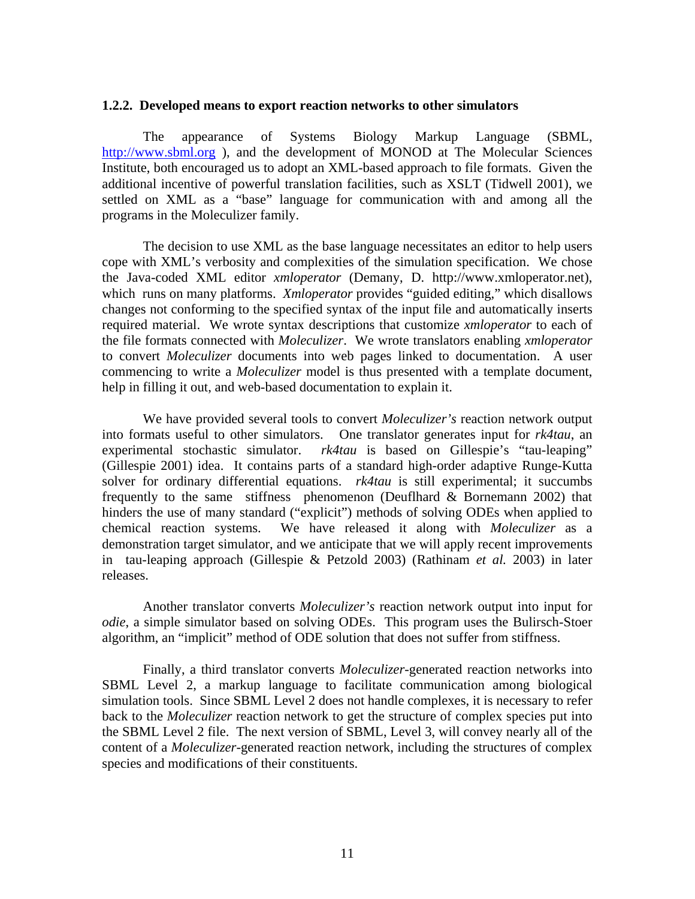### 1.2.2. Developed means to export reaction networks to other simulators

The appearance of Systems Biology Markup Language (SBML, http://www.sbml.org ), and the development of MONOD at The Molecular Sciences Institute, both encouraged us to adopt an XML-based approach to file formats. Given the additional incentive of powerful translation facilities, such as XSLT (Tidwell 2001), we settled on XML as a "base" language for communication with and among all the programs in the Moleculizer family.

The decision to use XML as the base language necessitates an editor to help users cope with XML's verbosity and complexities of the simulation specification. We chose the Java-coded XML editor *xmloperator* (Demany, D. http://www.xmloperator.net), which runs on many platforms. *Xmloperator* provides "guided editing," which disallows changes not conforming to the specified syntax of the input file and automatically inserts required material. We wrote syntax descriptions that customize *xmloperator* to each of the file formats connected with *Moleculizer*. We wrote translators enabling *xmloperator* to convert *Moleculizer* documents into web pages linked to documentation. A user commencing to write a *Moleculizer* model is thus presented with a template document, help in filling it out, and web-based documentation to explain it.

We have provided several tools to convert *Moleculizer's* reaction network output into formats useful to other simulators. One translator generates input for *rk4tau*, an experimental stochastic simulator. *rk4tau* is based on Gillespie's "tau-leaping" (Gillespie 2001) idea. It contains parts of a standard high-order adaptive Runge-Kutta solver for ordinary differential equations. *rk4tau* is still experimental; it succumbs frequently to the same stiffness phenomenon (Deuflhard & Bornemann 2002) that hinders the use of many standard ("explicit") methods of solving ODEs when applied to chemical reaction systems. We have released it along with *Moleculizer* as a demonstration target simulator, and we anticipate that we will apply recent improvements in tau-leaping approach (Gillespie & Petzold 2003) (Rathinam *et al.* 2003) in later releases.

Another translator converts *Moleculizer's* reaction network output into input for *odie*, a simple simulator based on solving ODEs. This program uses the Bulirsch-Stoer algorithm, an "implicit" method of ODE solution that does not suffer from stiffness.

Finally, a third translator converts *Moleculizer*-generated reaction networks into SBML Level 2, a markup language to facilitate communication among biological simulation tools. Since SBML Level 2 does not handle complexes, it is necessary to refer back to the *Moleculizer* reaction network to get the structure of complex species put into the SBML Level 2 file. The next version of SBML, Level 3, will convey nearly all of the content of a *Moleculizer*-generated reaction network, including the structures of complex species and modifications of their constituents.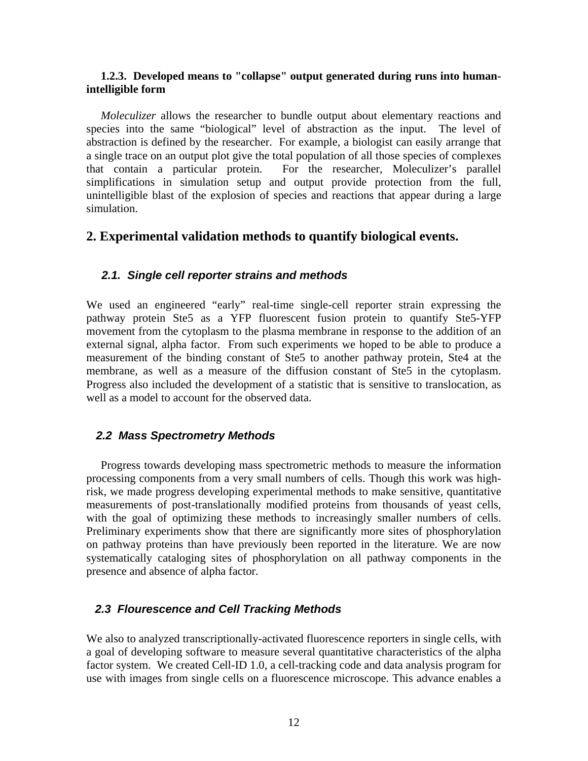#### 1.2.3. Developed means to "collapse" output generated during runs into human-intelligible form

*Moleculizer* allows the researcher to bundle output about elementary reactions and species into the same "biological" level of abstraction as the input. The level of abstraction is defined by the researcher. For example, a biologist can easily arrange that a single trace on an output plot give the total population of all those species of complexes that contain a particular protein. For the researcher, Moleculizer's parallel simplifications in simulation setup and output provide protection from the full, unintelligible blast of the explosion of species and reactions that appear during a large simulation.

## 2. Experimental validation methods to quantify biological events.

### *2.1. Single cell reporter strains and methods*

We used an engineered "early" real-time single-cell reporter strain expressing the pathway protein Ste5 as a YFP fluorescent fusion protein to quantify Ste5-YFP movement from the cytoplasm to the plasma membrane in response to the addition of an external signal, alpha factor. From such experiments we hoped to be able to produce a measurement of the binding constant of Ste5 to another pathway protein, Ste4 at the membrane, as well as a measure of the diffusion constant of Ste5 in the cytoplasm. Progress also included the development of a statistic that is sensitive to translocation, as well as a model to account for the observed data.

### *2.2 Mass Spectrometry Methods*

Progress towards developing mass spectrometric methods to measure the information processing components from a very small numbers of cells. Though this work was high-risk, we made progress developing experimental methods to make sensitive, quantitative measurements of post-translationally modified proteins from thousands of yeast cells, with the goal of optimizing these methods to increasingly smaller numbers of cells. Preliminary experiments show that there are significantly more sites of phosphorylation on pathway proteins than have previously been reported in the literature. We are now systematically cataloging sites of phosphorylation on all pathway components in the presence and absence of alpha factor.

### *2.3 Flourescence and Cell Tracking Methods*

We also to analyzed transcriptionally-activated fluorescence reporters in single cells, with a goal of developing software to measure several quantitative characteristics of the alpha factor system. We created Cell-ID 1.0, a cell-tracking code and data analysis program for use with images from single cells on a fluorescence microscope. This advance enables a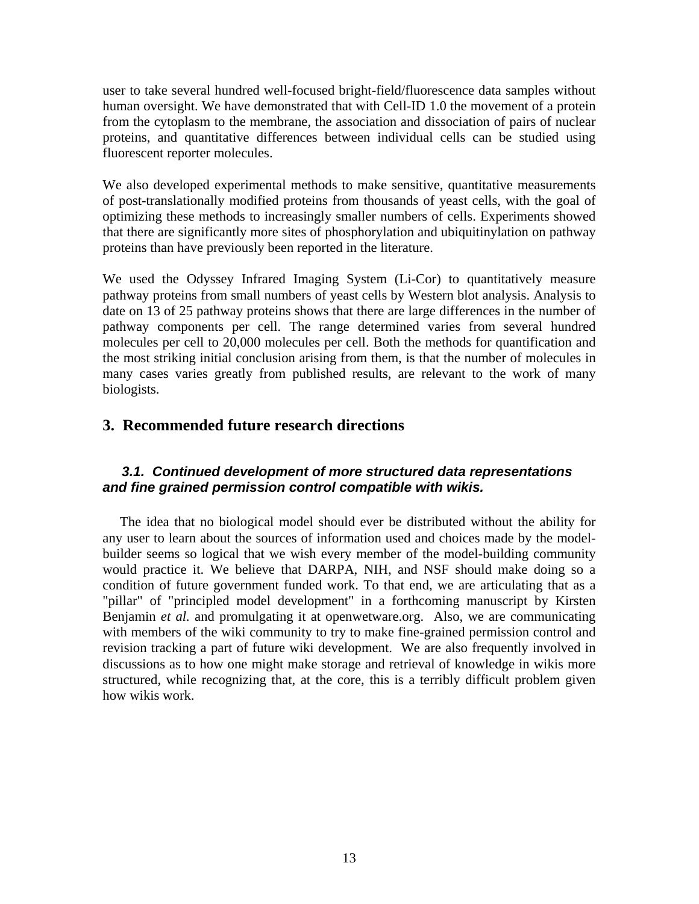user to take several hundred well-focused bright-field/fluorescence data samples without human oversight. We have demonstrated that with Cell-ID 1.0 the movement of a protein from the cytoplasm to the membrane, the association and dissociation of pairs of nuclear proteins, and quantitative differences between individual cells can be studied using fluorescent reporter molecules.

We also developed experimental methods to make sensitive, quantitative measurements of post-translationally modified proteins from thousands of yeast cells, with the goal of optimizing these methods to increasingly smaller numbers of cells. Experiments showed that there are significantly more sites of phosphorylation and ubiquitinylation on pathway proteins than have previously been reported in the literature.

We used the Odyssey Infrared Imaging System (Li-Cor) to quantitatively measure pathway proteins from small numbers of yeast cells by Western blot analysis. Analysis to date on 13 of 25 pathway proteins shows that there are large differences in the number of pathway components per cell. The range determined varies from several hundred molecules per cell to 20,000 molecules per cell. Both the methods for quantification and the most striking initial conclusion arising from them, is that the number of molecules in many cases varies greatly from published results, are relevant to the work of many biologists.

## 3. Recommended future research directions

### 3.1. Continued development of more structured data representations and fine grained permission control compatible with wikis.

The idea that no biological model should ever be distributed without the ability for any user to learn about the sources of information used and choices made by the model-builder seems so logical that we wish every member of the model-building community would practice it. We believe that DARPA, NIH, and NSF should make doing so a condition of future government funded work. To that end, we are articulating that as a "pillar" of "principled model development" in a forthcoming manuscript by Kirsten Benjamin *et al.* and promulgating it at openwetware.org. Also, we are communicating with members of the wiki community to try to make fine-grained permission control and revision tracking a part of future wiki development. We are also frequently involved in discussions as to how one might make storage and retrieval of knowledge in wikis more structured, while recognizing that, at the core, this is a terribly difficult problem given how wikis work.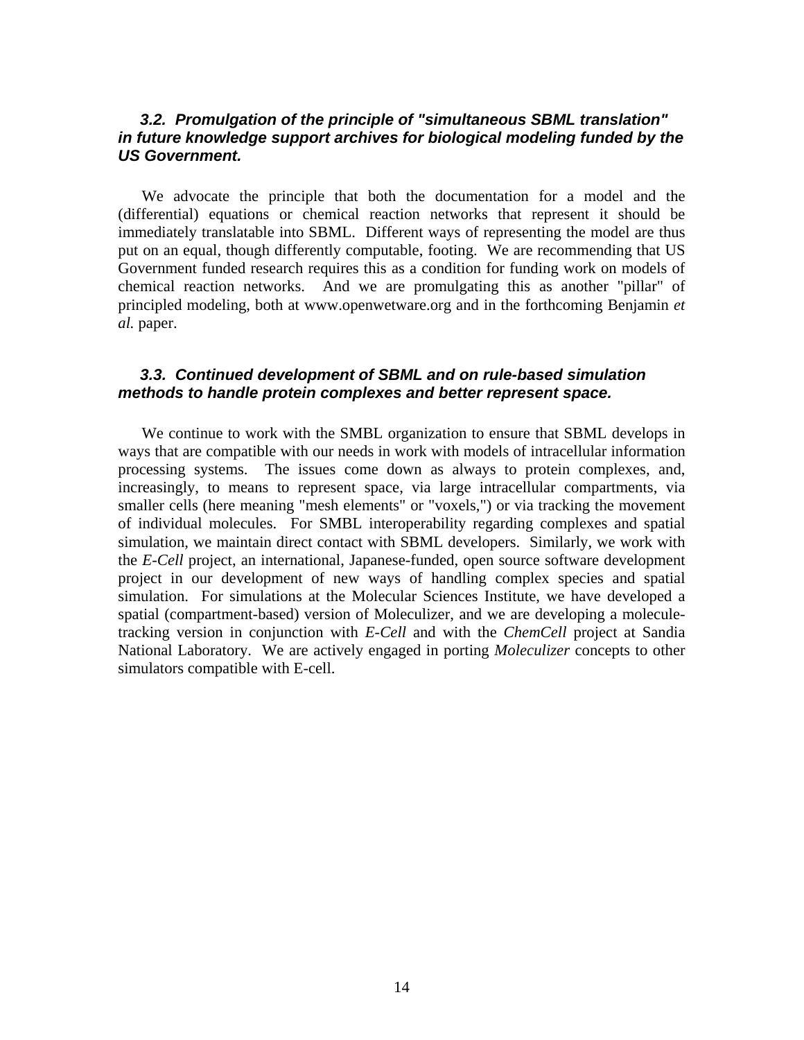### *3.2. Promulgation of the principle of "simultaneous SBML translation" in future knowledge support archives for biological modeling funded by the US Government.*

We advocate the principle that both the documentation for a model and the (differential) equations or chemical reaction networks that represent it should be immediately translatable into SBML. Different ways of representing the model are thus put on an equal, though differently computable, footing. We are recommending that US Government funded research requires this as a condition for funding work on models of chemical reaction networks. And we are promulgating this as another "pillar" of principled modeling, both at www.openwetware.org and in the forthcoming Benjamin *et al.* paper.

### *3.3. Continued development of SBML and on rule-based simulation methods to handle protein complexes and better represent space.*

We continue to work with the SMBL organization to ensure that SBML develops in ways that are compatible with our needs in work with models of intracellular information processing systems. The issues come down as always to protein complexes, and, increasingly, to means to represent space, via large intracellular compartments, via smaller cells (here meaning "mesh elements" or "voxels,") or via tracking the movement of individual molecules. For SMBL interoperability regarding complexes and spatial simulation, we maintain direct contact with SBML developers. Similarly, we work with the *E-Cell* project, an international, Japanese-funded, open source software development project in our development of new ways of handling complex species and spatial simulation. For simulations at the Molecular Sciences Institute, we have developed a spatial (compartment-based) version of Moleculizer, and we are developing a molecule-tracking version in conjunction with *E-Cell* and with the *ChemCell* project at Sandia National Laboratory. We are actively engaged in porting *Moleculizer* concepts to other simulators compatible with E-cell.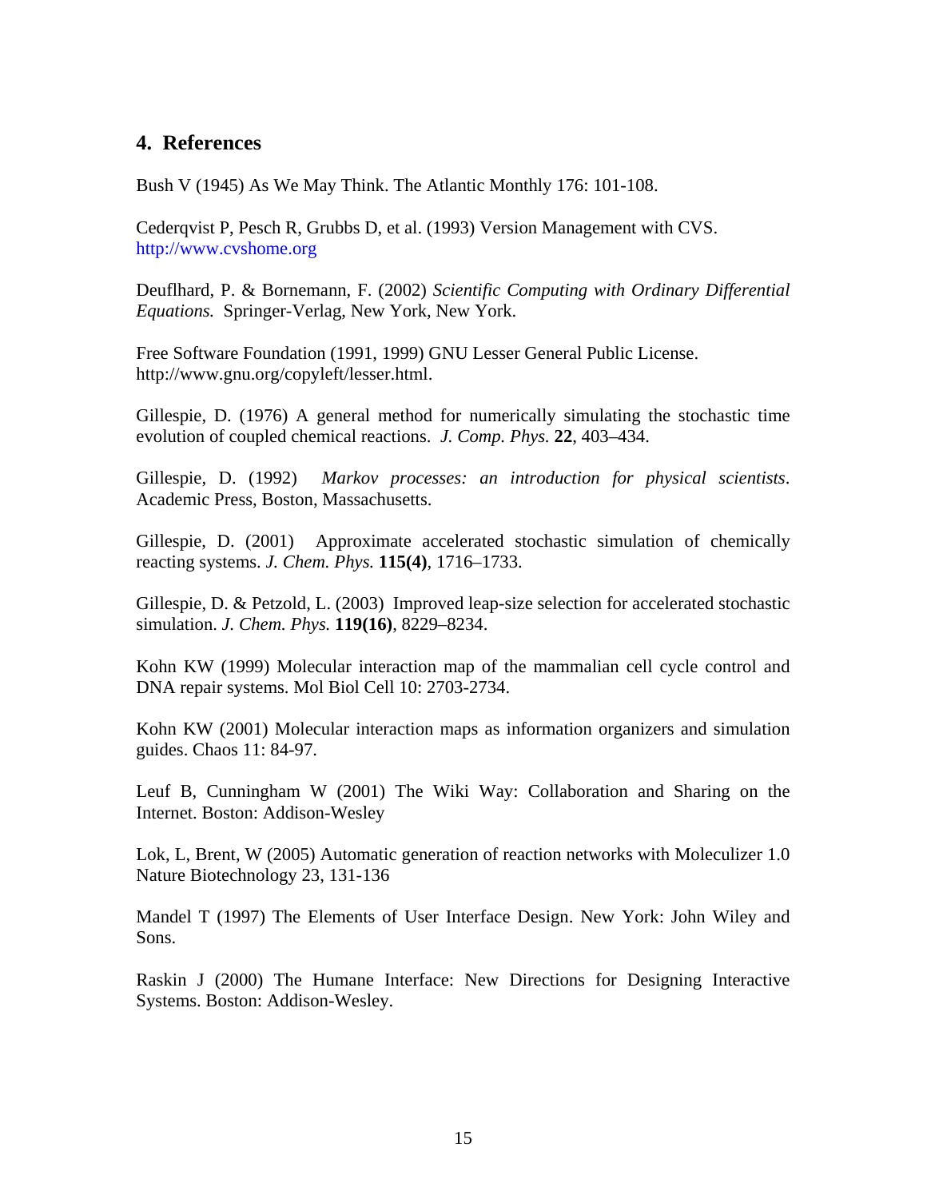## 4. References

Bush V (1945) As We May Think. The Atlantic Monthly 176: 101-108.

Cederqvist P, Pesch R, Grubbs D, et al. (1993) Version Management with CVS. http://www.cvshome.org

Deuflhard, P. & Bornemann, F. (2002) *Scientific Computing with Ordinary Differential Equations.* Springer-Verlag, New York, New York.

Free Software Foundation (1991, 1999) GNU Lesser General Public License. http://www.gnu.org/copyleft/lesser.html.

Gillespie, D. (1976) A general method for numerically simulating the stochastic time evolution of coupled chemical reactions. *J. Comp. Phys.* **22**, 403–434.

Gillespie, D. (1992) *Markov processes: an introduction for physical scientists*. Academic Press, Boston, Massachusetts.

Gillespie, D. (2001) Approximate accelerated stochastic simulation of chemically reacting systems. *J. Chem. Phys.* **115(4)**, 1716–1733.

Gillespie, D. & Petzold, L. (2003) Improved leap-size selection for accelerated stochastic simulation. *J. Chem. Phys.* **119(16)**, 8229–8234.

Kohn KW (1999) Molecular interaction map of the mammalian cell cycle control and DNA repair systems. Mol Biol Cell 10: 2703-2734.

Kohn KW (2001) Molecular interaction maps as information organizers and simulation guides. Chaos 11: 84-97.

Leuf B, Cunningham W (2001) The Wiki Way: Collaboration and Sharing on the Internet. Boston: Addison-Wesley

Lok, L, Brent, W (2005) Automatic generation of reaction networks with Moleculizer 1.0 Nature Biotechnology 23, 131-136

Mandel T (1997) The Elements of User Interface Design. New York: John Wiley and Sons.

Raskin J (2000) The Humane Interface: New Directions for Designing Interactive Systems. Boston: Addison-Wesley.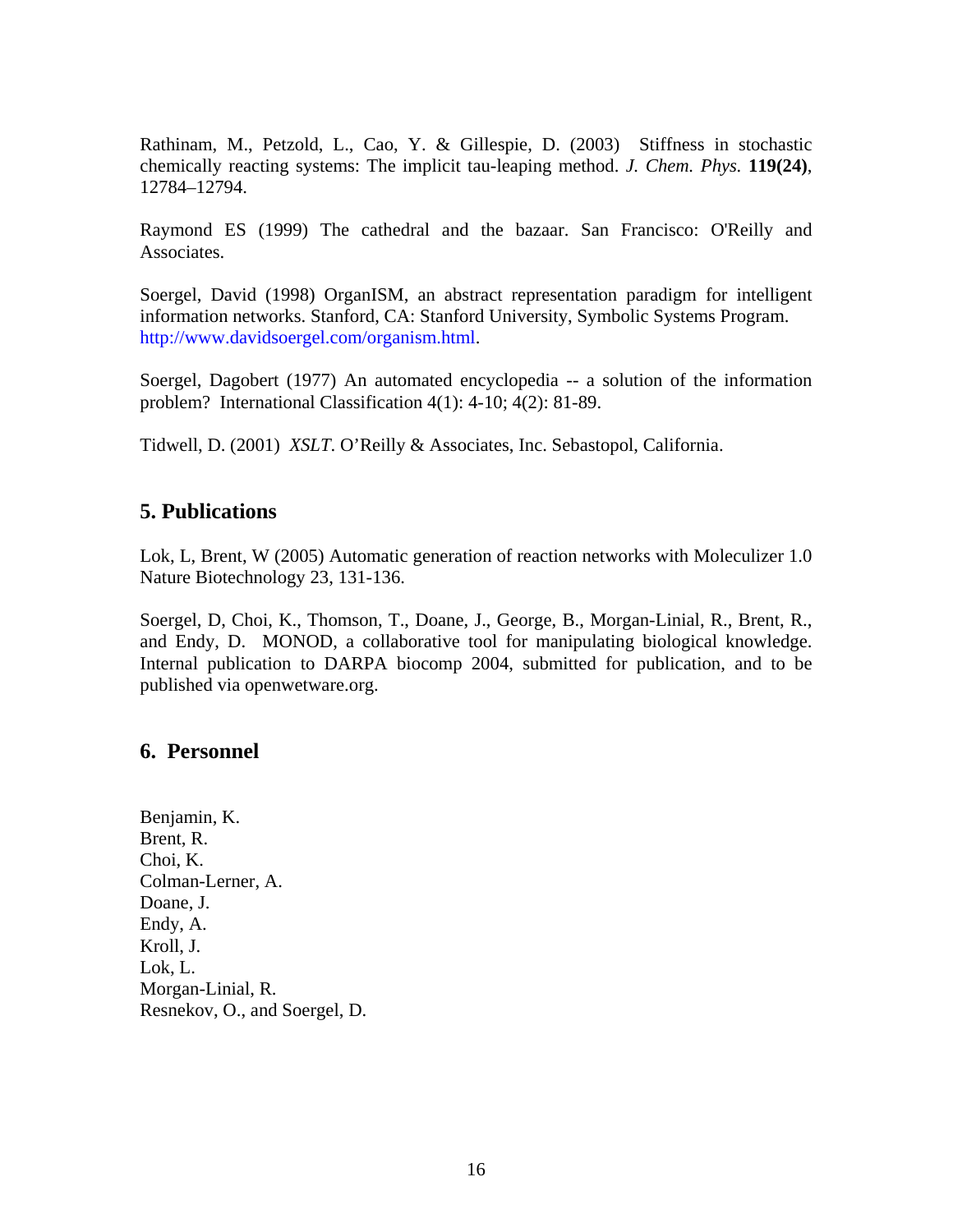Rathinam, M., Petzold, L., Cao, Y. & Gillespie, D. (2003) Stiffness in stochastic chemically reacting systems: The implicit tau-leaping method. *J. Chem. Phys.* **119(24)**, 12784–12794.

Raymond ES (1999) The cathedral and the bazaar. San Francisco: O'Reilly and Associates.

Soergel, David (1998) OrganISM, an abstract representation paradigm for intelligent information networks. Stanford, CA: Stanford University, Symbolic Systems Program. http://www.davidsoergel.com/organism.html.

Soergel, Dagobert (1977) An automated encyclopedia -- a solution of the information problem? International Classification 4(1): 4-10; 4(2): 81-89.

Tidwell, D. (2001) *XSLT*. O'Reilly & Associates, Inc. Sebastopol, California.

## 5. Publications

Lok, L, Brent, W (2005) Automatic generation of reaction networks with Moleculizer 1.0 Nature Biotechnology 23, 131-136.

Soergel, D, Choi, K., Thomson, T., Doane, J., George, B., Morgan-Linial, R., Brent, R., and Endy, D. MONOD, a collaborative tool for manipulating biological knowledge. Internal publication to DARPA biocomp 2004, submitted for publication, and to be published via openwetware.org.

## 6. Personnel

Benjamin, K.
Brent, R.
Choi, K.
Colman-Lerner, A.
Doane, J.
Endy, A.
Kroll, J.
Lok, L.
Morgan-Linial, R.
Resnekov, O., and Soergel, D.